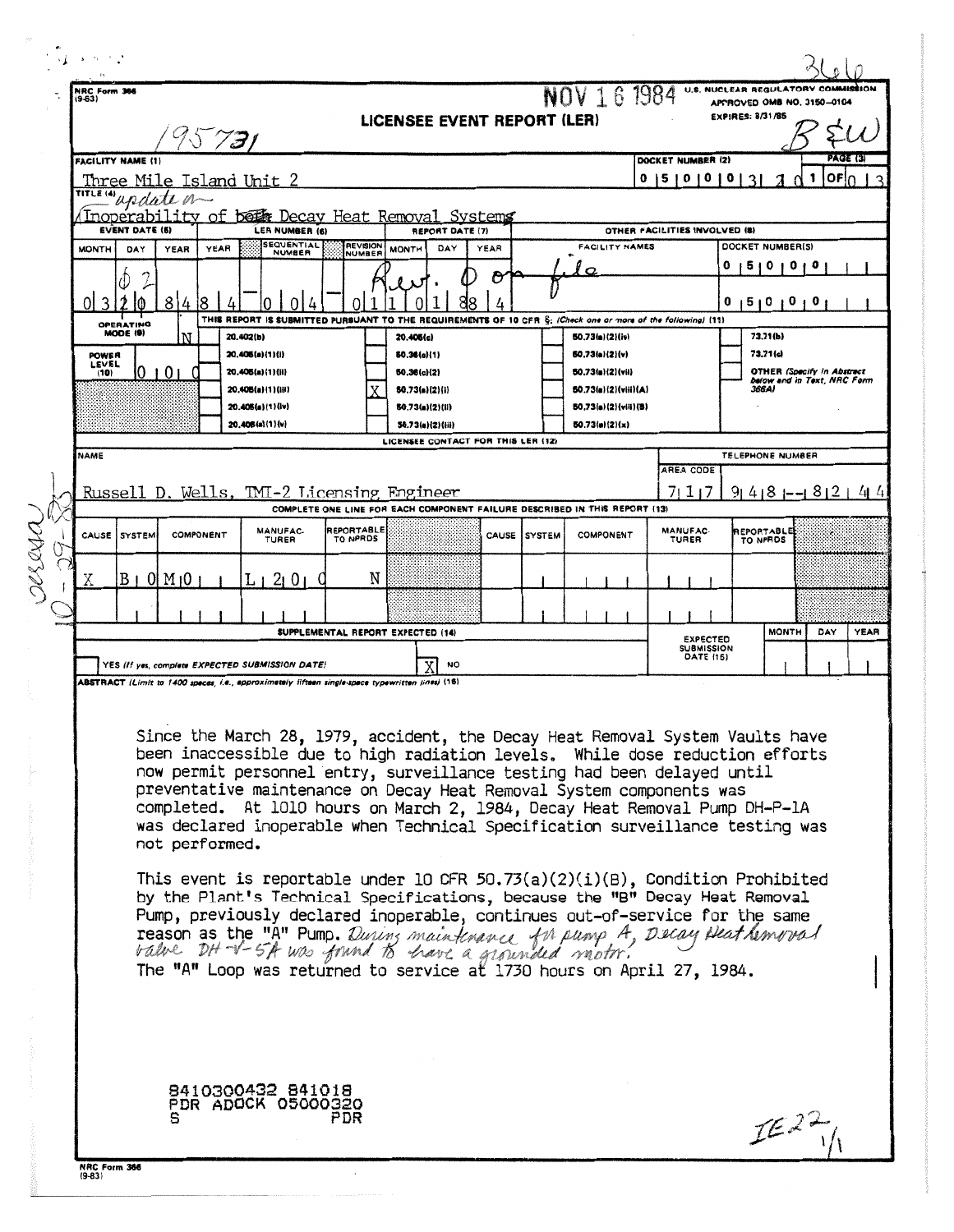NRC Form 366 (9-83)

NOV 16 1984

U.S. NUCLEAR REGULATORY COMMISSION
APPROVED OMB NO. 3150-0104
EXPIRES: 8/31/85

3666

195731

B&W

# LICENSEE EVENT REPORT (LER)

| FACILITY NAME (1) | DOCKET NUMBER (2) | PAGE (3) |
|---|---|---|
| Three Mile Island Unit 2 | 0 5 0 0 0 3 2 0 | 1 OF 0 3 |

TITLE (4) ~~Inoperability of both Decay Heat Removal Systems~~ update on Inoperability of Decay Heat Removal Systems

| EVENT DATE (5) | | | LER NUMBER (6) | | | REPORT DATE (7) | | | OTHER FACILITIES INVOLVED (8) | |
|---|---|---|---|---|---|---|---|---|---|---|
| MONTH | DAY | YEAR | YEAR | SEQUENTIAL NUMBER | REVISION NUMBER | MONTH | DAY | YEAR | FACILITY NAMES | DOCKET NUMBER(S) |
| 0 3 | ~~1 0~~ 0 2 | 8 4 | 8 4 | 0 0 4 | 0 1 | 1 0 | 1 ~~8~~ 8 | 8 4 | Rev. 0 on file | 0 5 0 0 0 |
| | | | | | | | | | | 0 5 0 0 0 |

THIS REPORT IS SUBMITTED PURSUANT TO THE REQUIREMENTS OF 10 CFR §: (Check one or more of the following) (11)

OPERATING MODE (9): N

POWER LEVEL (10): 0 0 0

| | | | |
|---|---|---|---|
| 20.402(b) | 20.405(c) | 50.73(a)(2)(iv) | 73.71(b) |
| 20.405(a)(1)(i) | 50.36(c)(1) | 50.73(a)(2)(v) | 73.71(c) |
| 20.405(a)(1)(ii) | 50.36(c)(2) | 50.73(a)(2)(vii) | OTHER (Specify in Abstract below and in Text, NRC Form 366A) |
| 20.405(a)(1)(iii) | X 50.73(a)(2)(i) | 50.73(a)(2)(viii)(A) | |
| 20.405(a)(1)(iv) | 50.73(a)(2)(ii) | 50.73(a)(2)(viii)(B) | |
| 20.405(a)(1)(v) | 50.73(a)(2)(iii) | 50.73(a)(2)(x) | |

LICENSEE CONTACT FOR THIS LER (12)

| NAME | TELEPHONE NUMBER |
|---|---|
| Russell D. Wells, TMI-2 Licensing Engineer | 7 1 7 948-8244 |

COMPLETE ONE LINE FOR EACH COMPONENT FAILURE DESCRIBED IN THIS REPORT (13)

| CAUSE | SYSTEM | COMPONENT | MANUFACTURER | REPORTABLE TO NPRDS | CAUSE | SYSTEM | COMPONENT | MANUFACTURER | REPORTABLE TO NPRDS |
|---|---|---|---|---|---|---|---|---|---|
| X | B 0 | M 0 | L 2 0 0 | N | | | | | |

SUPPLEMENTAL REPORT EXPECTED (14)

YES (If yes, complete EXPECTED SUBMISSION DATE) — X NO

EXPECTED SUBMISSION DATE (15): MONTH | DAY | YEAR

ABSTRACT (Limit to 1400 spaces, i.e., approximately fifteen single-space typewritten lines) (16)

Since the March 28, 1979, accident, the Decay Heat Removal System Vaults have been inaccessible due to high radiation levels. While dose reduction efforts now permit personnel entry, surveillance testing had been delayed until preventative maintenance on Decay Heat Removal System components was completed. At 1010 hours on March 2, 1984, Decay Heat Removal Pump DH-P-1A was declared inoperable when Technical Specification surveillance testing was not performed.

This event is reportable under 10 CFR 50.73(a)(2)(i)(B), Condition Prohibited by the Plant's Technical Specifications, because the "B" Decay Heat Removal Pump, previously declared inoperable, continues out-of-service for the same reason as the "A" Pump. *During maintenance for pump A, Decay Heat Removal valve DH-V-5A was found to have a grounded motor.* The "A" Loop was returned to service at 1730 hours on April 27, 1984.

8410300432 841018
PDR ADOCK 05000320
S PDR

IE22 1/1

NRC Form 366 (9-83)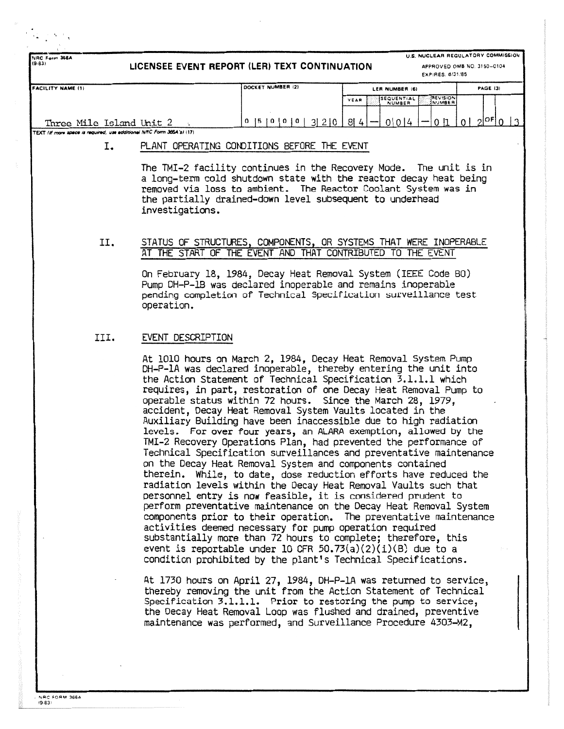NRC Form 366A (9-83)

## LICENSEE EVENT REPORT (LER) TEXT CONTINUATION

U.S. NUCLEAR REGULATORY COMMISSION
APPROVED OMB NO. 3150-0104
EXPIRES: 8/31/85

| FACILITY NAME (1) | DOCKET NUMBER (2) | LER NUMBER (6) | | | PAGE (3) |
|---|---|---|---|---|---|
| | | YEAR | SEQUENTIAL NUMBER | REVISION NUMBER | |
| Three Mile Island Unit 2 | 0 5 0 0 0 3 2 0 | 8 4 | 0 0 4 | 0 1 | 0 2 OF 0 3 |

TEXT (If more space is required, use additional NRC Form 366A's) (17)

### I. PLANT OPERATING CONDITIONS BEFORE THE EVENT

The TMI-2 facility continues in the Recovery Mode. The unit is in a long-term cold shutdown state with the reactor decay heat being removed via loss to ambient. The Reactor Coolant System was in the partially drained-down level subsequent to underhead investigations.

### II. STATUS OF STRUCTURES, COMPONENTS, OR SYSTEMS THAT WERE INOPERABLE AT THE START OF THE EVENT AND THAT CONTRIBUTED TO THE EVENT

On February 18, 1984, Decay Heat Removal System (IEEE Code BO) Pump DH-P-1B was declared inoperable and remains inoperable pending completion of Technical Specification surveillance test operation.

### III. EVENT DESCRIPTION

At 1010 hours on March 2, 1984, Decay Heat Removal System Pump DH-P-1A was declared inoperable, thereby entering the unit into the Action Statement of Technical Specification 3.1.1.1 which requires, in part, restoration of one Decay Heat Removal Pump to operable status within 72 hours. Since the March 28, 1979, accident, Decay Heat Removal System Vaults located in the Auxiliary Building have been inaccessible due to high radiation levels. For over four years, an ALARA exemption, allowed by the TMI-2 Recovery Operations Plan, had prevented the performance of Technical Specification surveillances and preventative maintenance on the Decay Heat Removal System and components contained therein. While, to date, dose reduction efforts have reduced the radiation levels within the Decay Heat Removal Vaults such that personnel entry is now feasible, it is considered prudent to perform preventative maintenance on the Decay Heat Removal System components prior to their operation. The preventative maintenance activities deemed necessary for pump operation required substantially more than 72 hours to complete; therefore, this event is reportable under 10 CFR 50.73(a)(2)(i)(B) due to a condition prohibited by the plant's Technical Specifications.

At 1730 hours on April 27, 1984, DH-P-1A was returned to service, thereby removing the unit from the Action Statement of Technical Specification 3.1.1.1. Prior to restoring the pump to service, the Decay Heat Removal Loop was flushed and drained, preventive maintenance was performed, and Surveillance Procedure 4303-M2,

NRC FORM 366A (9-83)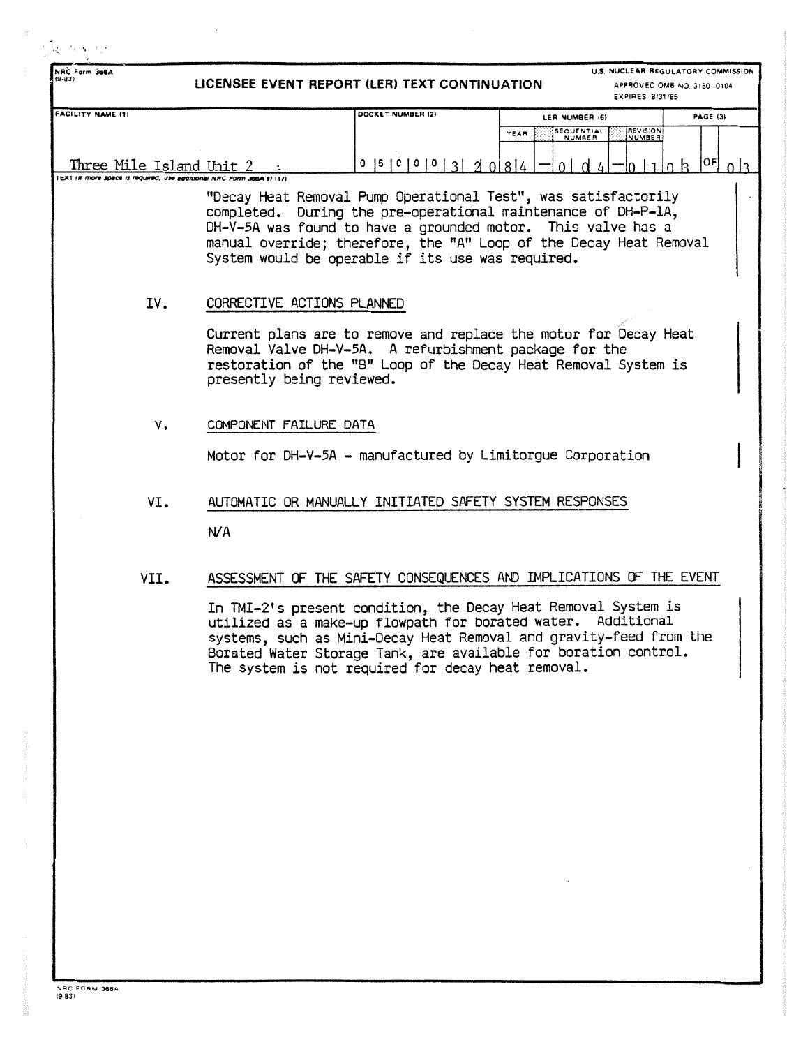NRC Form 366A
(9-83)

**LICENSEE EVENT REPORT (LER) TEXT CONTINUATION**

U.S. NUCLEAR REGULATORY COMMISSION
APPROVED OMB NO. 3150-0104
EXPIRES: 8/31/85

| FACILITY NAME (1) | DOCKET NUMBER (2) | LER NUMBER (6) YEAR | SEQUENTIAL NUMBER | REVISION NUMBER | PAGE (3) |
|---|---|---|---|---|---|
| Three Mile Island Unit 2 | 0 5 0 0 0 3 2 0 | 8 4 | 0 0 4 | 0 1 | 0 3 OF 0 3 |

"Decay Heat Removal Pump Operational Test", was satisfactorily completed. During the pre-operational maintenance of DH-P-1A, DH-V-5A was found to have a grounded motor. This valve has a manual override; therefore, the "A" Loop of the Decay Heat Removal System would be operable if its use was required.

## IV. CORRECTIVE ACTIONS PLANNED

Current plans are to remove and replace the motor for Decay Heat Removal Valve DH-V-5A. A refurbishment package for the restoration of the "B" Loop of the Decay Heat Removal System is presently being reviewed.

## V. COMPONENT FAILURE DATA

Motor for DH-V-5A - manufactured by Limitorque Corporation

## VI. AUTOMATIC OR MANUALLY INITIATED SAFETY SYSTEM RESPONSES

N/A

## VII. ASSESSMENT OF THE SAFETY CONSEQUENCES AND IMPLICATIONS OF THE EVENT

In TMI-2's present condition, the Decay Heat Removal System is utilized as a make-up flowpath for borated water. Additional systems, such as Mini-Decay Heat Removal and gravity-feed from the Borated Water Storage Tank, are available for boration control. The system is not required for decay heat removal.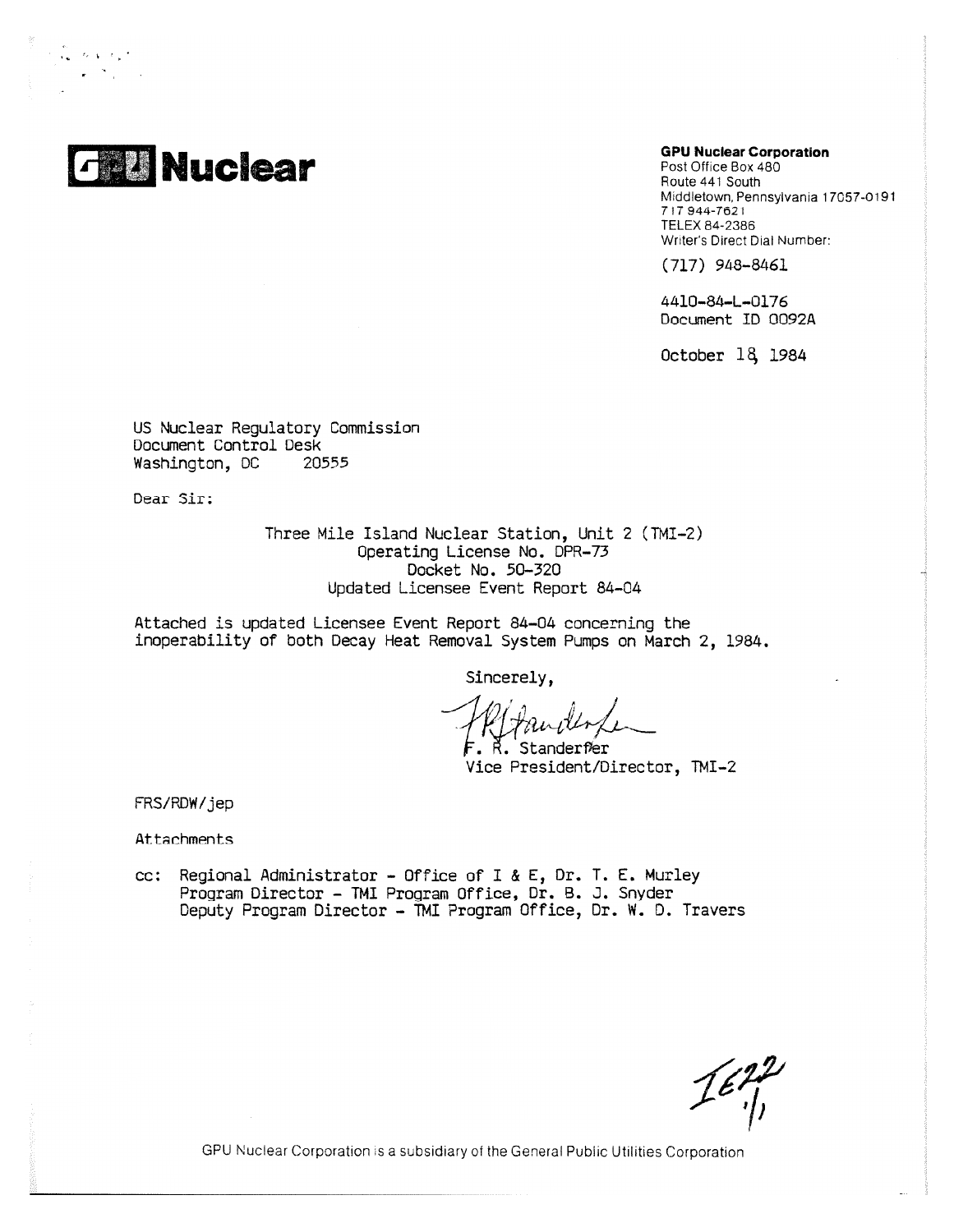# GPU Nuclear

**GPU Nuclear Corporation**
Post Office Box 480
Route 441 South
Middletown, Pennsylvania 17057-0191
717 944-7621
TELEX 84-2386
Writer's Direct Dial Number:

(717) 948-8461

4410-84-L-0176
Document ID 0092A

October 18, 1984

US Nuclear Regulatory Commission
Document Control Desk
Washington, DC 20555

Dear Sir:

Three Mile Island Nuclear Station, Unit 2 (TMI-2)
Operating License No. DPR-73
Docket No. 50-320
Updated Licensee Event Report 84-04

Attached is updated Licensee Event Report 84-04 concerning the inoperability of both Decay Heat Removal System Pumps on March 2, 1984.

Sincerely,

F. R. Standerfer
Vice President/Director, TMI-2

FRS/RDW/jep

Attachments

cc: Regional Administrator - Office of I & E, Dr. T. E. Murley
Program Director - TMI Program Office, Dr. B. J. Snyder
Deputy Program Director - TMI Program Office, Dr. W. D. Travers

IE22
1/1

GPU Nuclear Corporation is a subsidiary of the General Public Utilities Corporation